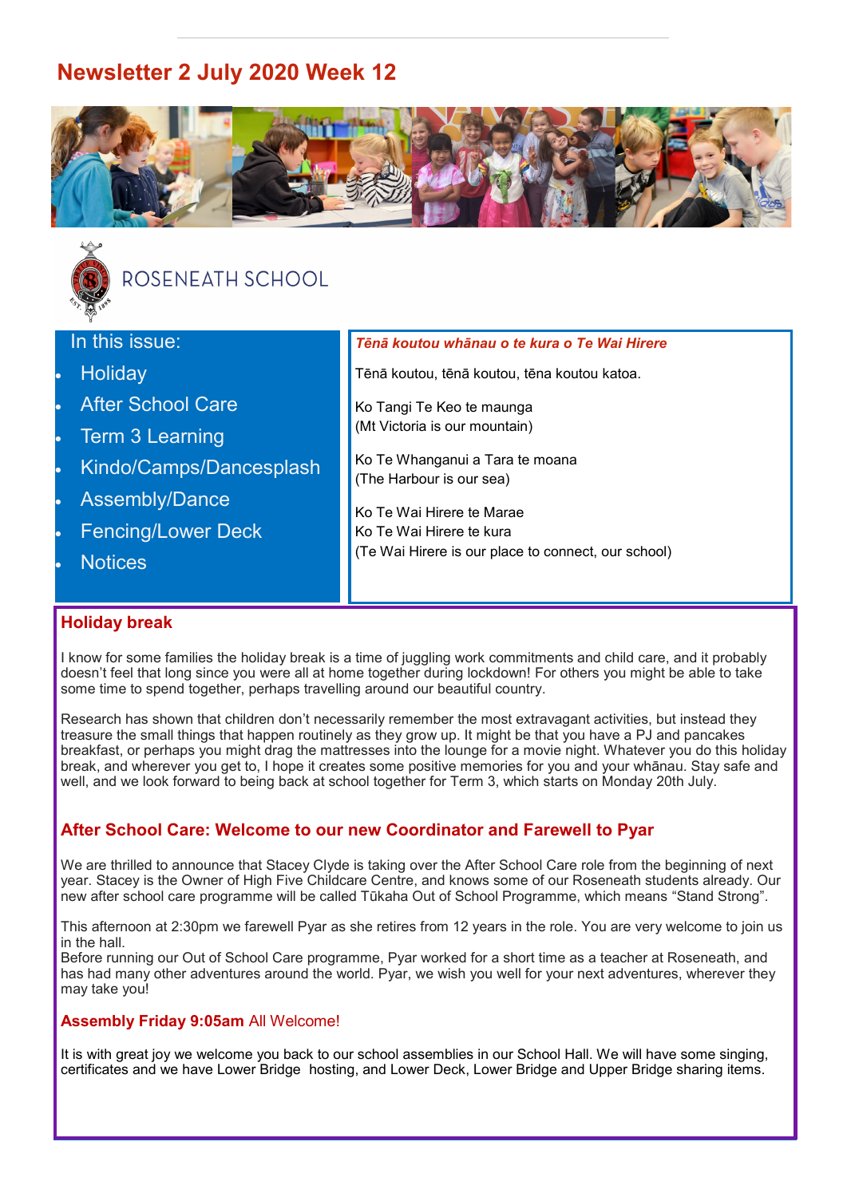# Newsletter 2 July 2020 Week 12

ROSENEATH SCHOOL

**In this issue:**

- Holiday
- After School Care
- Term 3 Learning
- Kindo/Camps/Dancesplash
- Assembly/Dance
- Fencing/Lower Deck
- Notices

***Tēnā koutou whānau o te kura o Te Wai Hirere***

Tēnā koutou, tēnā koutou, tēna koutou katoa.

Ko Tangi Te Keo te maunga
(Mt Victoria is our mountain)

Ko Te Whanganui a Tara te moana
(The Harbour is our sea)

Ko Te Wai Hirere te Marae
Ko Te Wai Hirere te kura
(Te Wai Hirere is our place to connect, our school)

## Holiday break

I know for some families the holiday break is a time of juggling work commitments and child care, and it probably doesn't feel that long since you were all at home together during lockdown! For others you might be able to take some time to spend together, perhaps travelling around our beautiful country.

Research has shown that children don't necessarily remember the most extravagant activities, but instead they treasure the small things that happen routinely as they grow up. It might be that you have a PJ and pancakes breakfast, or perhaps you might drag the mattresses into the lounge for a movie night. Whatever you do this holiday break, and wherever you get to, I hope it creates some positive memories for you and your whānau. Stay safe and well, and we look forward to being back at school together for Term 3, which starts on Monday 20th July.

## After School Care: Welcome to our new Coordinator and Farewell to Pyar

We are thrilled to announce that Stacey Clyde is taking over the After School Care role from the beginning of next year. Stacey is the Owner of High Five Childcare Centre, and knows some of our Roseneath students already. Our new after school care programme will be called Tūkaha Out of School Programme, which means "Stand Strong".

This afternoon at 2:30pm we farewell Pyar as she retires from 12 years in the role. You are very welcome to join us in the hall.
Before running our Out of School Care programme, Pyar worked for a short time as a teacher at Roseneath, and has had many other adventures around the world. Pyar, we wish you well for your next adventures, wherever they may take you!

### **Assembly Friday 9:05am** All Welcome!

It is with great joy we welcome you back to our school assemblies in our School Hall. We will have some singing, certificates and we have Lower Bridge hosting, and Lower Deck, Lower Bridge and Upper Bridge sharing items.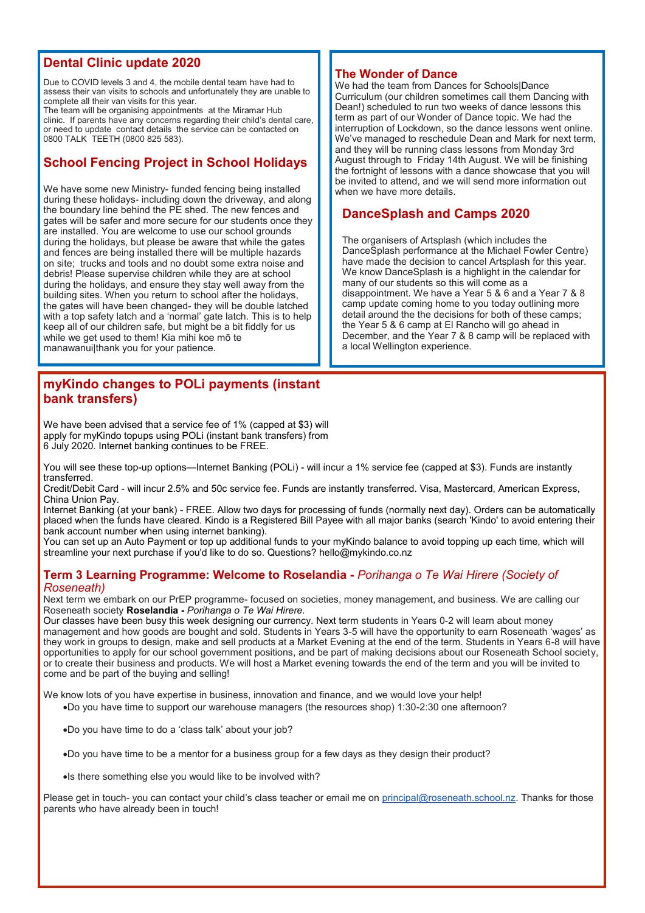## Dental Clinic update 2020

Due to COVID levels 3 and 4, the mobile dental team have had to assess their van visits to schools and unfortunately they are unable to complete all their van visits for this year.
The team will be organising appointments at the Miramar Hub clinic. If parents have any concerns regarding their child's dental care, or need to update contact details the service can be contacted on 0800 TALK TEETH (0800 825 583).

## School Fencing Project in School Holidays

We have some new Ministry- funded fencing being installed during these holidays- including down the driveway, and along the boundary line behind the PE shed. The new fences and gates will be safer and more secure for our students once they are installed. You are welcome to use our school grounds during the holidays, but please be aware that while the gates and fences are being installed there will be multiple hazards on site; trucks and tools and no doubt some extra noise and debris! Please supervise children while they are at school during the holidays, and ensure they stay well away from the building sites. When you return to school after the holidays, the gates will have been changed- they will be double latched with a top safety latch and a 'normal' gate latch. This is to help keep all of our children safe, but might be a bit fiddly for us while we get used to them! Kia mihi koe mō te manawanui|thank you for your patience.

## The Wonder of Dance

We had the team from Dances for Schools|Dance Curriculum (our children sometimes call them Dancing with Dean!) scheduled to run two weeks of dance lessons this term as part of our Wonder of Dance topic. We had the interruption of Lockdown, so the dance lessons went online. We've managed to reschedule Dean and Mark for next term, and they will be running class lessons from Monday 3rd August through to Friday 14th August. We will be finishing the fortnight of lessons with a dance showcase that you will be invited to attend, and we will send more information out when we have more details.

## DanceSplash and Camps 2020

The organisers of Artsplash (which includes the DanceSplash performance at the Michael Fowler Centre) have made the decision to cancel Artsplash for this year. We know DanceSplash is a highlight in the calendar for many of our students so this will come as a disappointment. We have a Year 5 & 6 and a Year 7 & 8 camp update coming home to you today outlining more detail around the the decisions for both of these camps; the Year 5 & 6 camp at El Rancho will go ahead in December, and the Year 7 & 8 camp will be replaced with a local Wellington experience.

## myKindo changes to POLi payments (instant bank transfers)

We have been advised that a service fee of 1% (capped at $3) will apply for myKindo topups using POLi (instant bank transfers) from 6 July 2020. Internet banking continues to be FREE.

You will see these top-up options—Internet Banking (POLi) - will incur a 1% service fee (capped at $3). Funds are instantly transferred.
Credit/Debit Card - will incur 2.5% and 50c service fee. Funds are instantly transferred. Visa, Mastercard, American Express, China Union Pay.
Internet Banking (at your bank) - FREE. Allow two days for processing of funds (normally next day). Orders can be automatically placed when the funds have cleared. Kindo is a Registered Bill Payee with all major banks (search 'Kindo' to avoid entering their bank account number when using internet banking).
You can set up an Auto Payment or top up additional funds to your myKindo balance to avoid topping up each time, which will streamline your next purchase if you'd like to do so. Questions? hello@mykindo.co.nz

### Term 3 Learning Programme: Welcome to Roselandia - *Porihanga o Te Wai Hirere (Society of Roseneath)*

Next term we embark on our PrEP programme- focused on societies, money management, and business. We are calling our Roseneath society **Roselandia -** *Porihanga o Te Wai Hirere.*
Our classes have been busy this week designing our currency. Next term students in Years 0-2 will learn about money management and how goods are bought and sold. Students in Years 3-5 will have the opportunity to earn Roseneath 'wages' as they work in groups to design, make and sell products at a Market Evening at the end of the term. Students in Years 6-8 will have opportunities to apply for our school government positions, and be part of making decisions about our Roseneath School society, or to create their business and products. We will host a Market evening towards the end of the term and you will be invited to come and be part of the buying and selling!

We know lots of you have expertise in business, innovation and finance, and we would love your help!

- Do you have time to support our warehouse managers (the resources shop) 1:30-2:30 one afternoon?
- Do you have time to do a 'class talk' about your job?
- Do you have time to be a mentor for a business group for a few days as they design their product?
- Is there something else you would like to be involved with?

Please get in touch- you can contact your child's class teacher or email me on principal@roseneath.school.nz. Thanks for those parents who have already been in touch!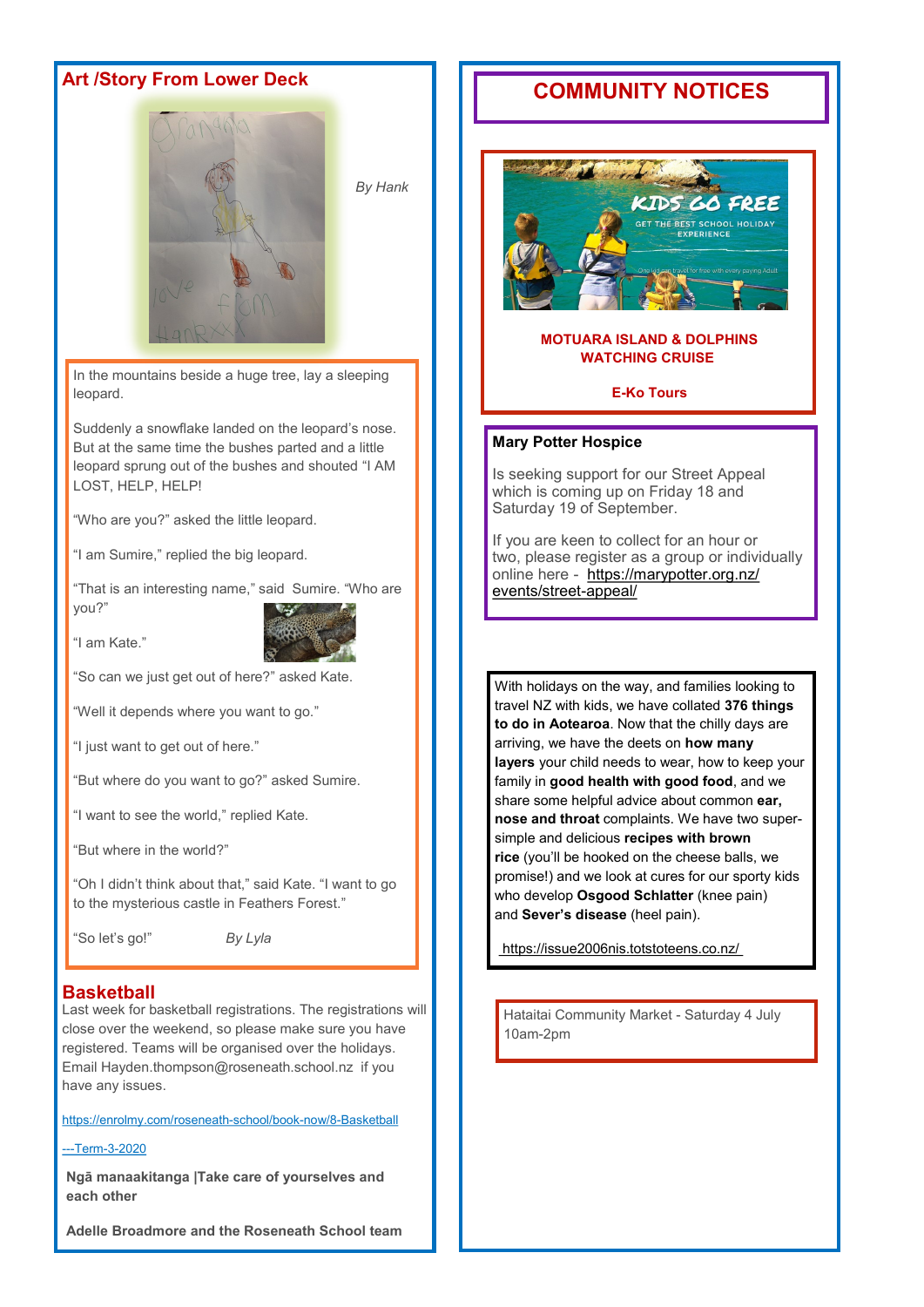## Art /Story From Lower Deck

*By Hank*

In the mountains beside a huge tree, lay a sleeping leopard.

Suddenly a snowflake landed on the leopard's nose. But at the same time the bushes parted and a little leopard sprung out of the bushes and shouted "I AM LOST, HELP, HELP!

"Who are you?" asked the little leopard.

"I am Sumire," replied the big leopard.

"That is an interesting name," said Sumire. "Who are you?"

"I am Kate."

"So can we just get out of here?" asked Kate.

"Well it depends where you want to go."

"I just want to get out of here."

"But where do you want to go?" asked Sumire.

"I want to see the world," replied Kate.

"But where in the world?"

"Oh I didn't think about that," said Kate. "I want to go to the mysterious castle in Feathers Forest."

"So let's go!" *By Lyla*

## Basketball

Last week for basketball registrations. The registrations will close over the weekend, so please make sure you have registered. Teams will be organised over the holidays. Email Hayden.thompson@roseneath.school.nz if you have any issues.

https://enrolmy.com/roseneath-school/book-now/8-Basketball---Term-3-2020

**Ngā manaakitanga |Take care of yourselves and each other**

**Adelle Broadmore and the Roseneath School team**

## COMMUNITY NOTICES

KIDS GO FREE

GET THE BEST SCHOOL HOLIDAY EXPERIENCE

One kid can travel for free with every paying Adult

**MOTUARA ISLAND & DOLPHINS WATCHING CRUISE**

**E-Ko Tours**

**Mary Potter Hospice**

Is seeking support for our Street Appeal which is coming up on Friday 18 and Saturday 19 of September.

If you are keen to collect for an hour or two, please register as a group or individually online here - https://marypotter.org.nz/events/street-appeal/

With holidays on the way, and families looking to travel NZ with kids, we have collated **376 things to do in Aotearoa**. Now that the chilly days are arriving, we have the deets on **how many layers** your child needs to wear, how to keep your family in **good health with good food**, and we share some helpful advice about common **ear, nose and throat** complaints. We have two super-simple and delicious **recipes with brown rice** (you'll be hooked on the cheese balls, we promise!) and we look at cures for our sporty kids who develop **Osgood Schlatter** (knee pain) and **Sever's disease** (heel pain).

https://issue2006nis.totstoteens.co.nz/

Hataitai Community Market - Saturday 4 July 10am-2pm